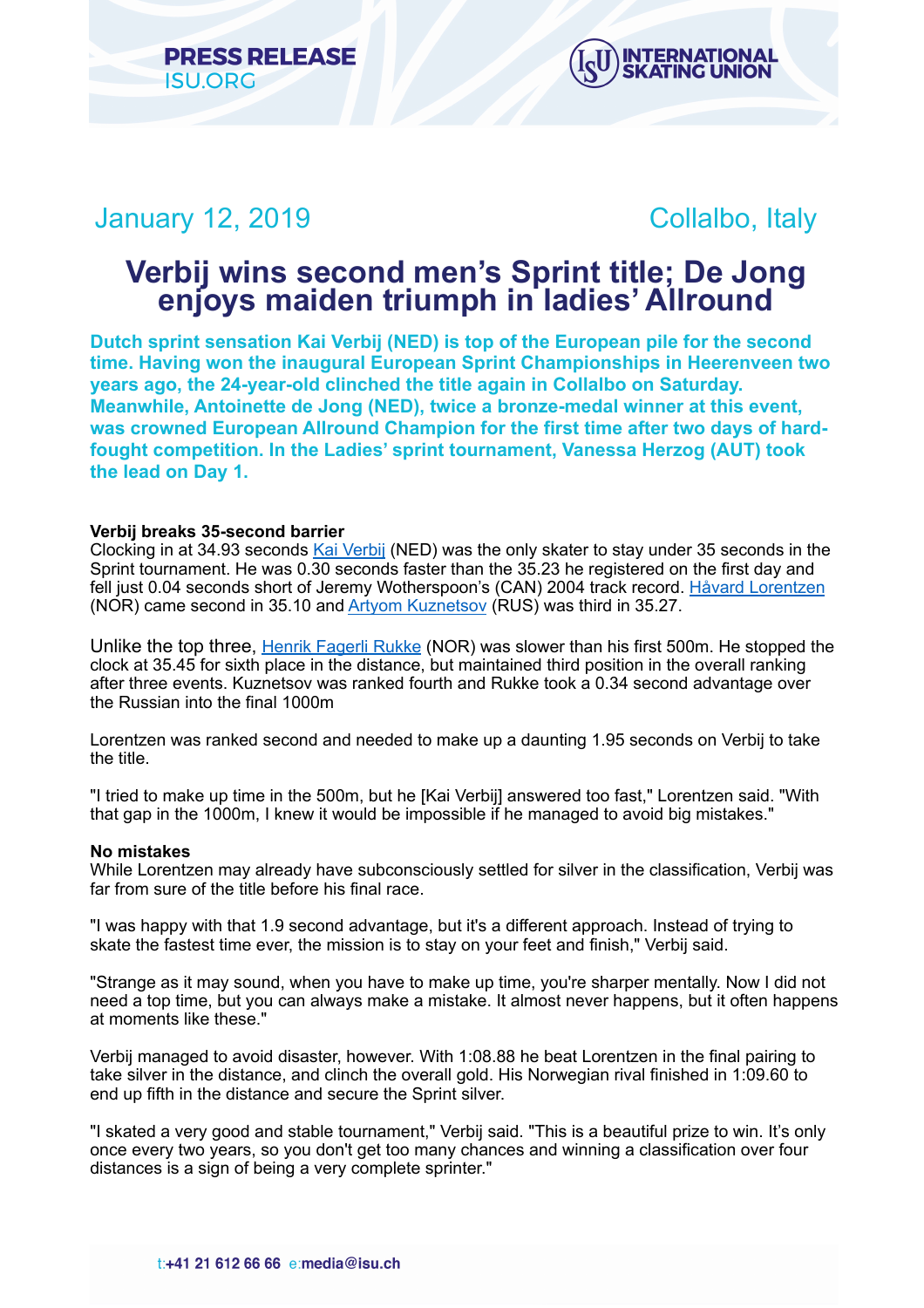PRESS RELEASE
ISU.ORG

January 12, 2019 Collalbo, Italy

# Verbij wins second men's Sprint title; De Jong enjoys maiden triumph in ladies' Allround

**Dutch sprint sensation Kai Verbij (NED) is top of the European pile for the second time. Having won the inaugural European Sprint Championships in Heerenveen two years ago, the 24-year-old clinched the title again in Collalbo on Saturday. Meanwhile, Antoinette de Jong (NED), twice a bronze-medal winner at this event, was crowned European Allround Champion for the first time after two days of hard-fought competition. In the Ladies' sprint tournament, Vanessa Herzog (AUT) took the lead on Day 1.**

**Verbij breaks 35-second barrier**

Clocking in at 34.93 seconds Kai Verbij (NED) was the only skater to stay under 35 seconds in the Sprint tournament. He was 0.30 seconds faster than the 35.23 he registered on the first day and fell just 0.04 seconds short of Jeremy Wotherspoon's (CAN) 2004 track record. Håvard Lorentzen (NOR) came second in 35.10 and Artyom Kuznetsov (RUS) was third in 35.27.

Unlike the top three, Henrik Fagerli Rukke (NOR) was slower than his first 500m. He stopped the clock at 35.45 for sixth place in the distance, but maintained third position in the overall ranking after three events. Kuznetsov was ranked fourth and Rukke took a 0.34 second advantage over the Russian into the final 1000m

Lorentzen was ranked second and needed to make up a daunting 1.95 seconds on Verbij to take the title.

"I tried to make up time in the 500m, but he [Kai Verbij] answered too fast," Lorentzen said. "With that gap in the 1000m, I knew it would be impossible if he managed to avoid big mistakes."

**No mistakes**

While Lorentzen may already have subconsciously settled for silver in the classification, Verbij was far from sure of the title before his final race.

"I was happy with that 1.9 second advantage, but it's a different approach. Instead of trying to skate the fastest time ever, the mission is to stay on your feet and finish," Verbij said.

"Strange as it may sound, when you have to make up time, you're sharper mentally. Now I did not need a top time, but you can always make a mistake. It almost never happens, but it often happens at moments like these."

Verbij managed to avoid disaster, however. With 1:08.88 he beat Lorentzen in the final pairing to take silver in the distance, and clinch the overall gold. His Norwegian rival finished in 1:09.60 to end up fifth in the distance and secure the Sprint silver.

"I skated a very good and stable tournament," Verbij said. "This is a beautiful prize to win. It's only once every two years, so you don't get too many chances and winning a classification over four distances is a sign of being a very complete sprinter."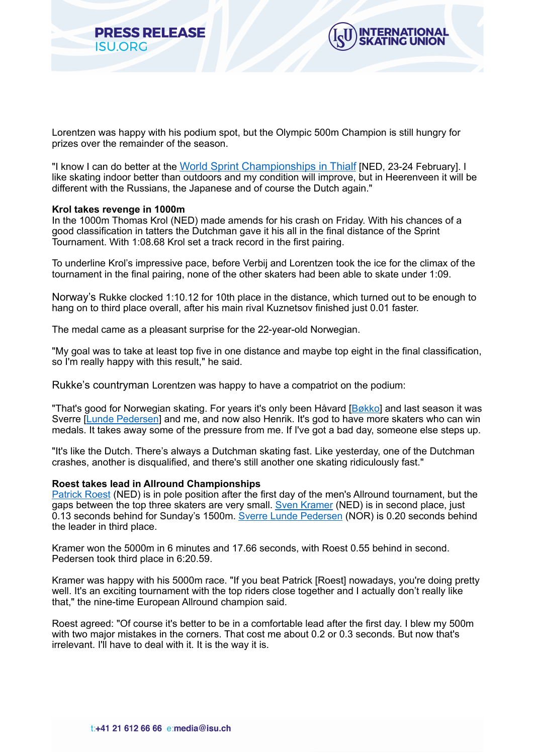Lorentzen was happy with his podium spot, but the Olympic 500m Champion is still hungry for prizes over the remainder of the season.

"I know I can do better at the [World Sprint Championships in Thialf] [NED, 23-24 February]. I like skating indoor better than outdoors and my condition will improve, but in Heerenveen it will be different with the Russians, the Japanese and of course the Dutch again."

**Krol takes revenge in 1000m**
In the 1000m Thomas Krol (NED) made amends for his crash on Friday. With his chances of a good classification in tatters the Dutchman gave it his all in the final distance of the Sprint Tournament. With 1:08.68 Krol set a track record in the first pairing.

To underline Krol's impressive pace, before Verbij and Lorentzen took the ice for the climax of the tournament in the final pairing, none of the other skaters had been able to skate under 1:09.

Norway's Rukke clocked 1:10.12 for 10th place in the distance, which turned out to be enough to hang on to third place overall, after his main rival Kuznetsov finished just 0.01 faster.

The medal came as a pleasant surprise for the 22-year-old Norwegian.

"My goal was to take at least top five in one distance and maybe top eight in the final classification, so I'm really happy with this result," he said.

Rukke's countryman Lorentzen was happy to have a compatriot on the podium:

"That's good for Norwegian skating. For years it's only been Håvard [Bøkko] and last season it was Sverre [Lunde Pedersen] and me, and now also Henrik. It's god to have more skaters who can win medals. It takes away some of the pressure from me. If I've got a bad day, someone else steps up.

"It's like the Dutch. There's always a Dutchman skating fast. Like yesterday, one of the Dutchman crashes, another is disqualified, and there's still another one skating ridiculously fast."

**Roest takes lead in Allround Championships**
Patrick Roest (NED) is in pole position after the first day of the men's Allround tournament, but the gaps between the top three skaters are very small. Sven Kramer (NED) is in second place, just 0.13 seconds behind for Sunday's 1500m. Sverre Lunde Pedersen (NOR) is 0.20 seconds behind the leader in third place.

Kramer won the 5000m in 6 minutes and 17.66 seconds, with Roest 0.55 behind in second. Pedersen took third place in 6:20.59.

Kramer was happy with his 5000m race. "If you beat Patrick [Roest] nowadays, you're doing pretty well. It's an exciting tournament with the top riders close together and I actually don't really like that," the nine-time European Allround champion said.

Roest agreed: "Of course it's better to be in a comfortable lead after the first day. I blew my 500m with two major mistakes in the corners. That cost me about 0.2 or 0.3 seconds. But now that's irrelevant. I'll have to deal with it. It is the way it is.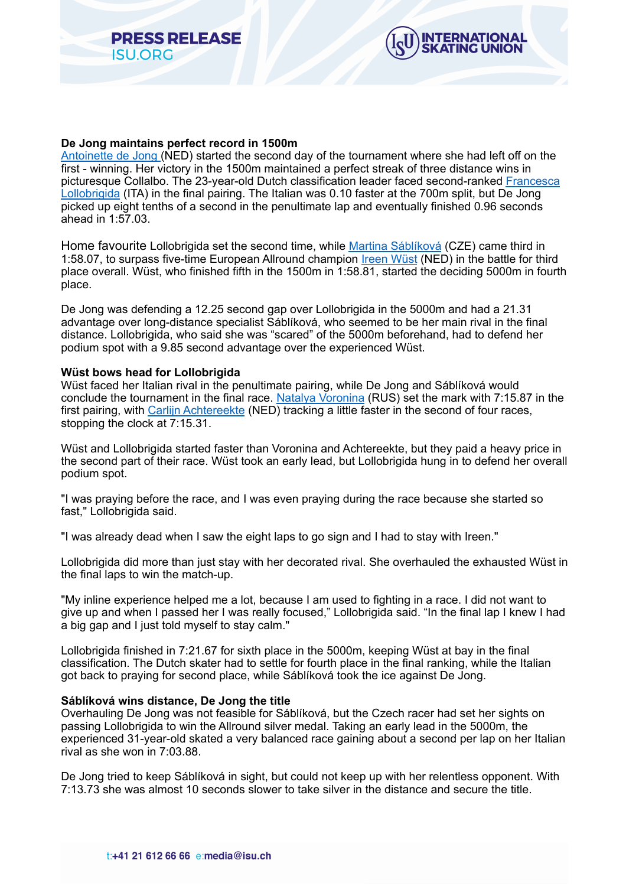**De Jong maintains perfect record in 1500m**

Antoinette de Jong (NED) started the second day of the tournament where she had left off on the first - winning. Her victory in the 1500m maintained a perfect streak of three distance wins in picturesque Collalbo. The 23-year-old Dutch classification leader faced second-ranked Francesca Lollobrigida (ITA) in the final pairing. The Italian was 0.10 faster at the 700m split, but De Jong picked up eight tenths of a second in the penultimate lap and eventually finished 0.96 seconds ahead in 1:57.03.

Home favourite Lollobrigida set the second time, while Martina Sáblíková (CZE) came third in 1:58.07, to surpass five-time European Allround champion Ireen Wüst (NED) in the battle for third place overall. Wüst, who finished fifth in the 1500m in 1:58.81, started the deciding 5000m in fourth place.

De Jong was defending a 12.25 second gap over Lollobrigida in the 5000m and had a 21.31 advantage over long-distance specialist Sáblíková, who seemed to be her main rival in the final distance. Lollobrigida, who said she was "scared" of the 5000m beforehand, had to defend her podium spot with a 9.85 second advantage over the experienced Wüst.

**Wüst bows head for Lollobrigida**

Wüst faced her Italian rival in the penultimate pairing, while De Jong and Sáblíková would conclude the tournament in the final race. Natalya Voronina (RUS) set the mark with 7:15.87 in the first pairing, with Carlijn Achtereekte (NED) tracking a little faster in the second of four races, stopping the clock at 7:15.31.

Wüst and Lollobrigida started faster than Voronina and Achtereekte, but they paid a heavy price in the second part of their race. Wüst took an early lead, but Lollobrigida hung in to defend her overall podium spot.

"I was praying before the race, and I was even praying during the race because she started so fast," Lollobrigida said.

"I was already dead when I saw the eight laps to go sign and I had to stay with Ireen."

Lollobrigida did more than just stay with her decorated rival. She overhauled the exhausted Wüst in the final laps to win the match-up.

"My inline experience helped me a lot, because I am used to fighting in a race. I did not want to give up and when I passed her I was really focused," Lollobrigida said. "In the final lap I knew I had a big gap and I just told myself to stay calm."

Lollobrigida finished in 7:21.67 for sixth place in the 5000m, keeping Wüst at bay in the final classification. The Dutch skater had to settle for fourth place in the final ranking, while the Italian got back to praying for second place, while Sáblíková took the ice against De Jong.

**Sáblíková wins distance, De Jong the title**

Overhauling De Jong was not feasible for Sáblíková, but the Czech racer had set her sights on passing Lollobrigida to win the Allround silver medal. Taking an early lead in the 5000m, the experienced 31-year-old skated a very balanced race gaining about a second per lap on her Italian rival as she won in 7:03.88.

De Jong tried to keep Sáblíková in sight, but could not keep up with her relentless opponent. With 7:13.73 she was almost 10 seconds slower to take silver in the distance and secure the title.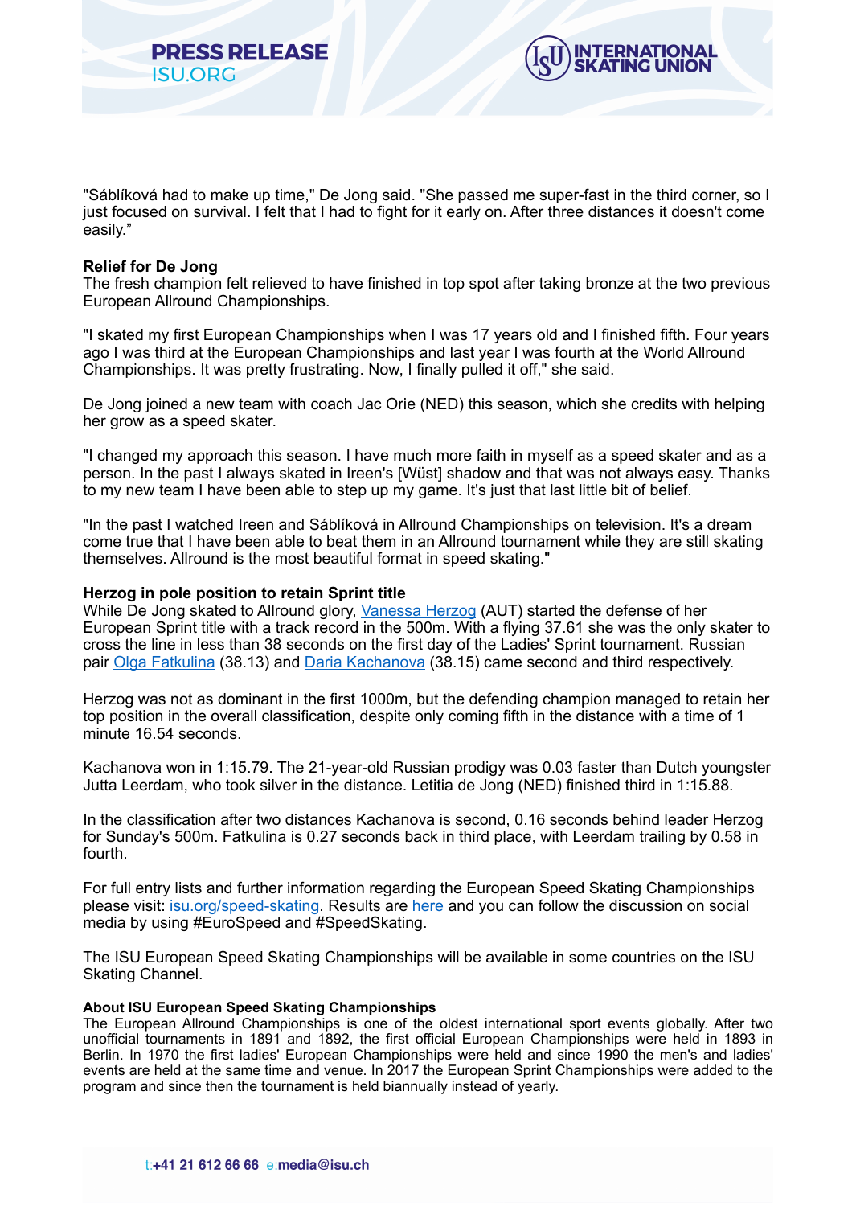"Sáblíková had to make up time," De Jong said. "She passed me super-fast in the third corner, so I just focused on survival. I felt that I had to fight for it early on. After three distances it doesn't come easily."

**Relief for De Jong**

The fresh champion felt relieved to have finished in top spot after taking bronze at the two previous European Allround Championships.

"I skated my first European Championships when I was 17 years old and I finished fifth. Four years ago I was third at the European Championships and last year I was fourth at the World Allround Championships. It was pretty frustrating. Now, I finally pulled it off," she said.

De Jong joined a new team with coach Jac Orie (NED) this season, which she credits with helping her grow as a speed skater.

"I changed my approach this season. I have much more faith in myself as a speed skater and as a person. In the past I always skated in Ireen's [Wüst] shadow and that was not always easy. Thanks to my new team I have been able to step up my game. It's just that last little bit of belief.

"In the past I watched Ireen and Sáblíková in Allround Championships on television. It's a dream come true that I have been able to beat them in an Allround tournament while they are still skating themselves. Allround is the most beautiful format in speed skating."

**Herzog in pole position to retain Sprint title**

While De Jong skated to Allround glory, Vanessa Herzog (AUT) started the defense of her European Sprint title with a track record in the 500m. With a flying 37.61 she was the only skater to cross the line in less than 38 seconds on the first day of the Ladies' Sprint tournament. Russian pair Olga Fatkulina (38.13) and Daria Kachanova (38.15) came second and third respectively.

Herzog was not as dominant in the first 1000m, but the defending champion managed to retain her top position in the overall classification, despite only coming fifth in the distance with a time of 1 minute 16.54 seconds.

Kachanova won in 1:15.79. The 21-year-old Russian prodigy was 0.03 faster than Dutch youngster Jutta Leerdam, who took silver in the distance. Letitia de Jong (NED) finished third in 1:15.88.

In the classification after two distances Kachanova is second, 0.16 seconds behind leader Herzog for Sunday's 500m. Fatkulina is 0.27 seconds back in third place, with Leerdam trailing by 0.58 in fourth.

For full entry lists and further information regarding the European Speed Skating Championships please visit: isu.org/speed-skating. Results are here and you can follow the discussion on social media by using #EuroSpeed and #SpeedSkating.

The ISU European Speed Skating Championships will be available in some countries on the ISU Skating Channel.

**About ISU European Speed Skating Championships**

The European Allround Championships is one of the oldest international sport events globally. After two unofficial tournaments in 1891 and 1892, the first official European Championships were held in 1893 in Berlin. In 1970 the first ladies' European Championships were held and since 1990 the men's and ladies' events are held at the same time and venue. In 2017 the European Sprint Championships were added to the program and since then the tournament is held biannually instead of yearly.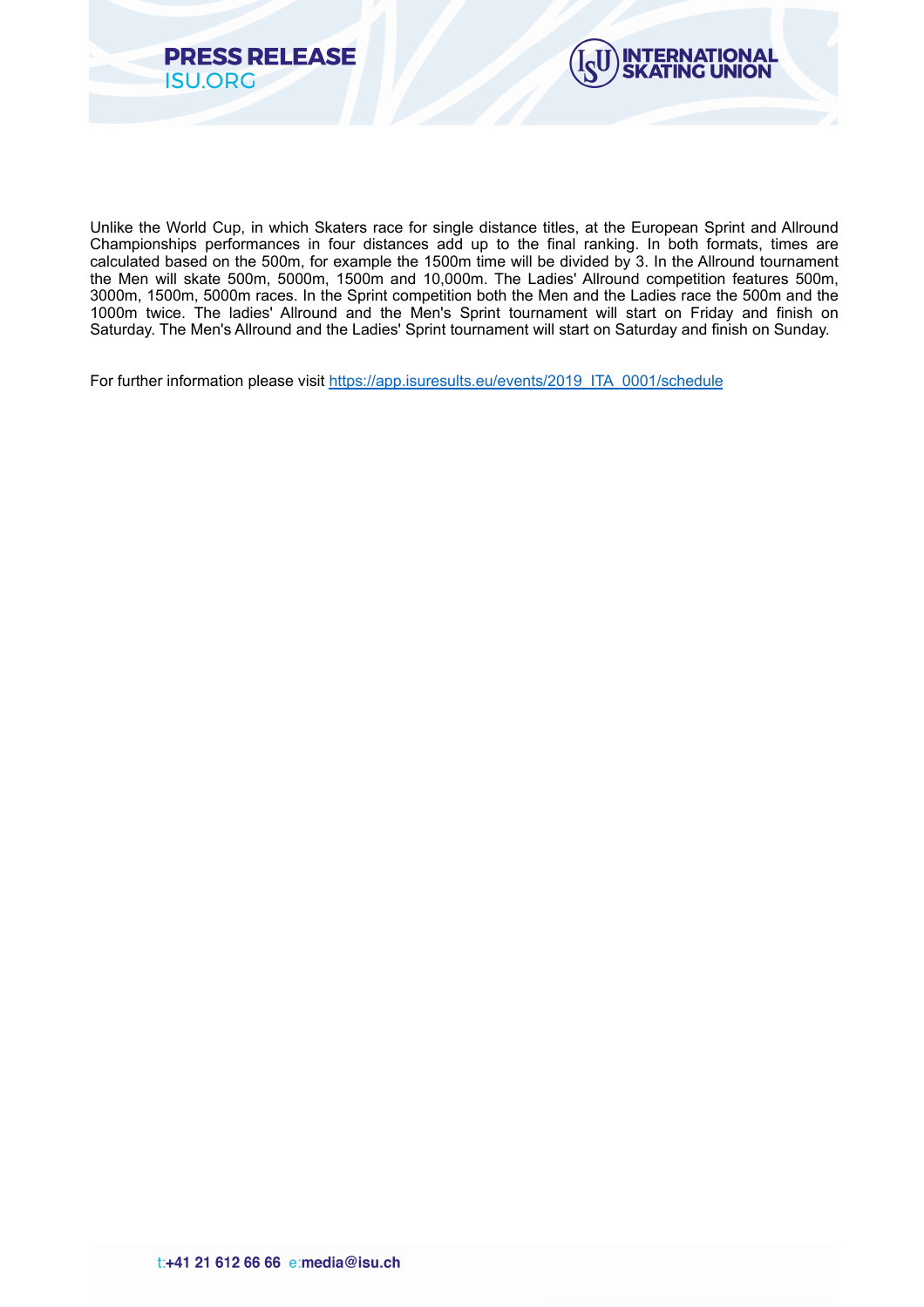Unlike the World Cup, in which Skaters race for single distance titles, at the European Sprint and Allround Championships performances in four distances add up to the final ranking. In both formats, times are calculated based on the 500m, for example the 1500m time will be divided by 3. In the Allround tournament the Men will skate 500m, 5000m, 1500m and 10,000m. The Ladies' Allround competition features 500m, 3000m, 1500m, 5000m races. In the Sprint competition both the Men and the Ladies race the 500m and the 1000m twice. The ladies' Allround and the Men's Sprint tournament will start on Friday and finish on Saturday. The Men's Allround and the Ladies' Sprint tournament will start on Saturday and finish on Sunday.

For further information please visit [https://app.isuresults.eu/events/2019_ITA_0001/schedule](https://app.isuresults.eu/events/2019_ITA_0001/schedule)